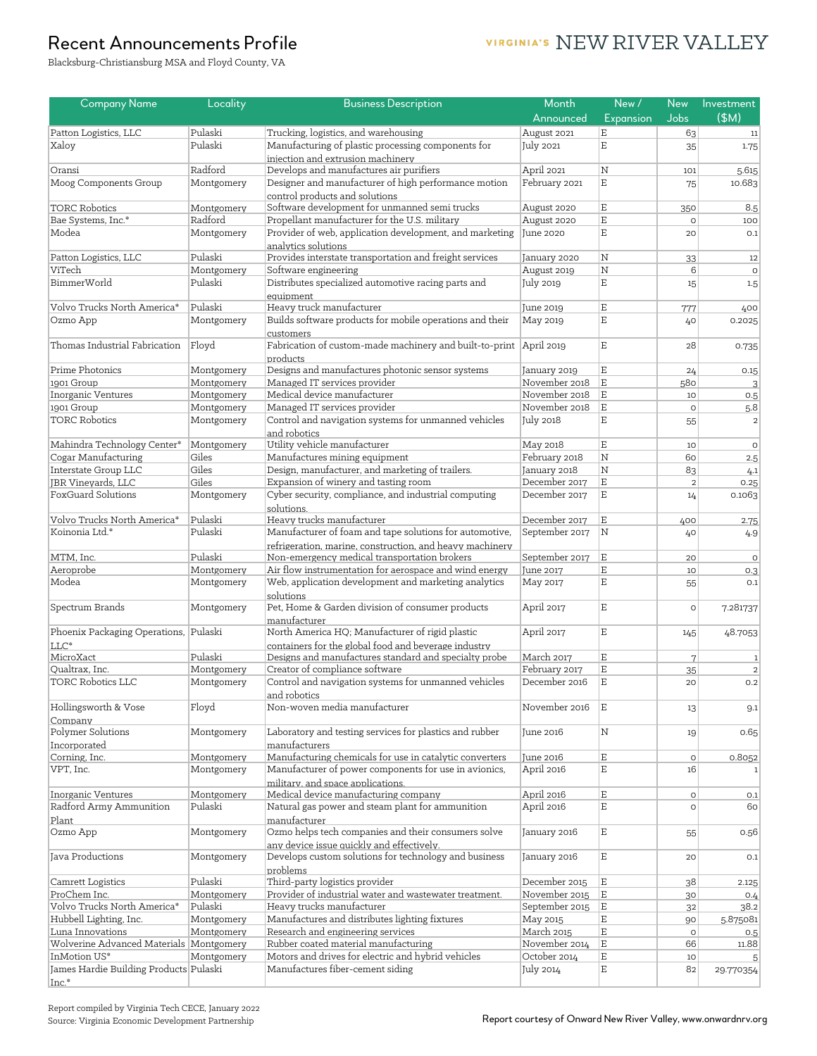# Recent Announcements Profile

Blacksburg-Christiansburg MSA and Floyd County, VA

VIRGINIA'S NEW RIVER VALLEY

| Company Name | Locality | Business Description | Month Announced | New / Expansion | New Jobs | Investment ($M) |
|---|---|---|---|---|---|---|
| Patton Logistics, LLC | Pulaski | Trucking, logistics, and warehousing | August 2021 | E | 63 | 11 |
| Xaloy | Pulaski | Manufacturing of plastic processing components for injection and extrusion machinery | July 2021 | E | 35 | 1.75 |
| Oransi | Radford | Develops and manufactures air purifiers | April 2021 | N | 101 | 5.615 |
| Moog Components Group | Montgomery | Designer and manufacturer of high performance motion control products and solutions | February 2021 | E | 75 | 10.683 |
| TORC Robotics | Montgomery | Software development for unmanned semi trucks | August 2020 | E | 350 | 8.5 |
| Bae Systems, Inc.* | Radford | Propellant manufacturer for the U.S. military | August 2020 | E | 0 | 100 |
| Modea | Montgomery | Provider of web, application development, and marketing analytics solutions | June 2020 | E | 20 | 0.1 |
| Patton Logistics, LLC | Pulaski | Provides interstate transportation and freight services | January 2020 | N | 33 | 12 |
| ViTech | Montgomery | Software engineering | August 2019 | N | 6 | 0 |
| BimmerWorld | Pulaski | Distributes specialized automotive racing parts and equipment | July 2019 | E | 15 | 1.5 |
| Volvo Trucks North America* | Pulaski | Heavy truck manufacturer | June 2019 | E | 777 | 400 |
| Ozmo App | Montgomery | Builds software products for mobile operations and their customers | May 2019 | E | 40 | 0.2025 |
| Thomas Industrial Fabrication | Floyd | Fabrication of custom-made machinery and built-to-print products | April 2019 | E | 28 | 0.735 |
| Prime Photonics | Montgomery | Designs and manufactures photonic sensor systems | January 2019 | E | 24 | 0.15 |
| 1901 Group | Montgomery | Managed IT services provider | November 2018 | E | 580 | 3 |
| Inorganic Ventures | Montgomery | Medical device manufacturer | November 2018 | E | 10 | 0.5 |
| 1901 Group | Montgomery | Managed IT services provider | November 2018 | E | 0 | 5.8 |
| TORC Robotics | Montgomery | Control and navigation systems for unmanned vehicles and robotics | July 2018 | E | 55 | 2 |
| Mahindra Technology Center* | Montgomery | Utility vehicle manufacturer | May 2018 | E | 10 | 0 |
| Cogar Manufacturing | Giles | Manufactures mining equipment | February 2018 | N | 60 | 2.5 |
| Interstate Group LLC | Giles | Design, manufacturer, and marketing of trailers. | January 2018 | N | 83 | 4.1 |
| JBR Vineyards, LLC | Giles | Expansion of winery and tasting room | December 2017 | E | 2 | 0.25 |
| FoxGuard Solutions | Montgomery | Cyber security, compliance, and industrial computing solutions. | December 2017 | E | 14 | 0.1063 |
| Volvo Trucks North America* | Pulaski | Heavy trucks manufacturer | December 2017 | E | 400 | 2.75 |
| Koinonia Ltd.* | Pulaski | Manufacturer of foam and tape solutions for automotive, refrigeration, marine, construction, and heavy machinery | September 2017 | N | 40 | 4.9 |
| MTM, Inc. | Pulaski | Non-emergency medical transportation brokers | September 2017 | E | 20 | 0 |
| Aeroprobe | Montgomery | Air flow instrumentation for aerospace and wind energy | June 2017 | E | 10 | 0.3 |
| Modea | Montgomery | Web, application development and marketing analytics solutions | May 2017 | E | 55 | 0.1 |
| Spectrum Brands | Montgomery | Pet, Home & Garden division of consumer products manufacturer | April 2017 | E | 0 | 7.281737 |
| Phoenix Packaging Operations, LLC* | Pulaski | North America HQ; Manufacturer of rigid plastic containers for the global food and beverage industry | April 2017 | E | 145 | 48.7053 |
| MicroXact | Pulaski | Designs and manufactures standard and specialty probe | March 2017 | E | 7 | 1 |
| Qualtrax, Inc. | Montgomery | Creator of compliance software | February 2017 | E | 35 | 2 |
| TORC Robotics LLC | Montgomery | Control and navigation systems for unmanned vehicles and robotics | December 2016 | E | 20 | 0.2 |
| Hollingsworth & Vose Company | Floyd | Non-woven media manufacturer | November 2016 | E | 13 | 9.1 |
| Polymer Solutions Incorporated | Montgomery | Laboratory and testing services for plastics and rubber manufacturers | June 2016 | N | 19 | 0.65 |
| Corning, Inc. | Montgomery | Manufacturing chemicals for use in catalytic converters | June 2016 | E | 0 | 0.8052 |
| VPT, Inc. | Montgomery | Manufacturer of power components for use in avionics, military, and space applications. | April 2016 | E | 16 | 1 |
| Inorganic Ventures | Montgomery | Medical device manufacturing company | April 2016 | E | 0 | 0.1 |
| Radford Army Ammunition Plant | Pulaski | Natural gas power and steam plant for ammunition manufacturer | April 2016 | E | 0 | 60 |
| Ozmo App | Montgomery | Ozmo helps tech companies and their consumers solve any device issue quickly and effectively. | January 2016 | E | 55 | 0.56 |
| Java Productions | Montgomery | Develops custom solutions for technology and business problems | January 2016 | E | 20 | 0.1 |
| Camrett Logistics | Pulaski | Third-party logistics provider | December 2015 | E | 38 | 2.125 |
| ProChem Inc. | Montgomery | Provider of industrial water and wastewater treatment. | November 2015 | E | 30 | 0.4 |
| Volvo Trucks North America* | Pulaski | Heavy trucks manufacturer | September 2015 | E | 32 | 38.2 |
| Hubbell Lighting, Inc. | Montgomery | Manufactures and distributes lighting fixtures | May 2015 | E | 90 | 5.875081 |
| Luna Innovations | Montgomery | Research and engineering services | March 2015 | E | 0 | 0.5 |
| Wolverine Advanced Materials | Montgomery | Rubber coated material manufacturing | November 2014 | E | 66 | 11.88 |
| InMotion US* | Montgomery | Motors and drives for electric and hybrid vehicles | October 2014 | E | 10 | 5 |
| James Hardie Building Products Inc.* | Pulaski | Manufactures fiber-cement siding | July 2014 | E | 82 | 29.770354 |

Report compiled by Virginia Tech CECE, January 2022

Source: Virginia Economic Development Partnership

Report courtesy of Onward New River Valley, www.onwardnrv.org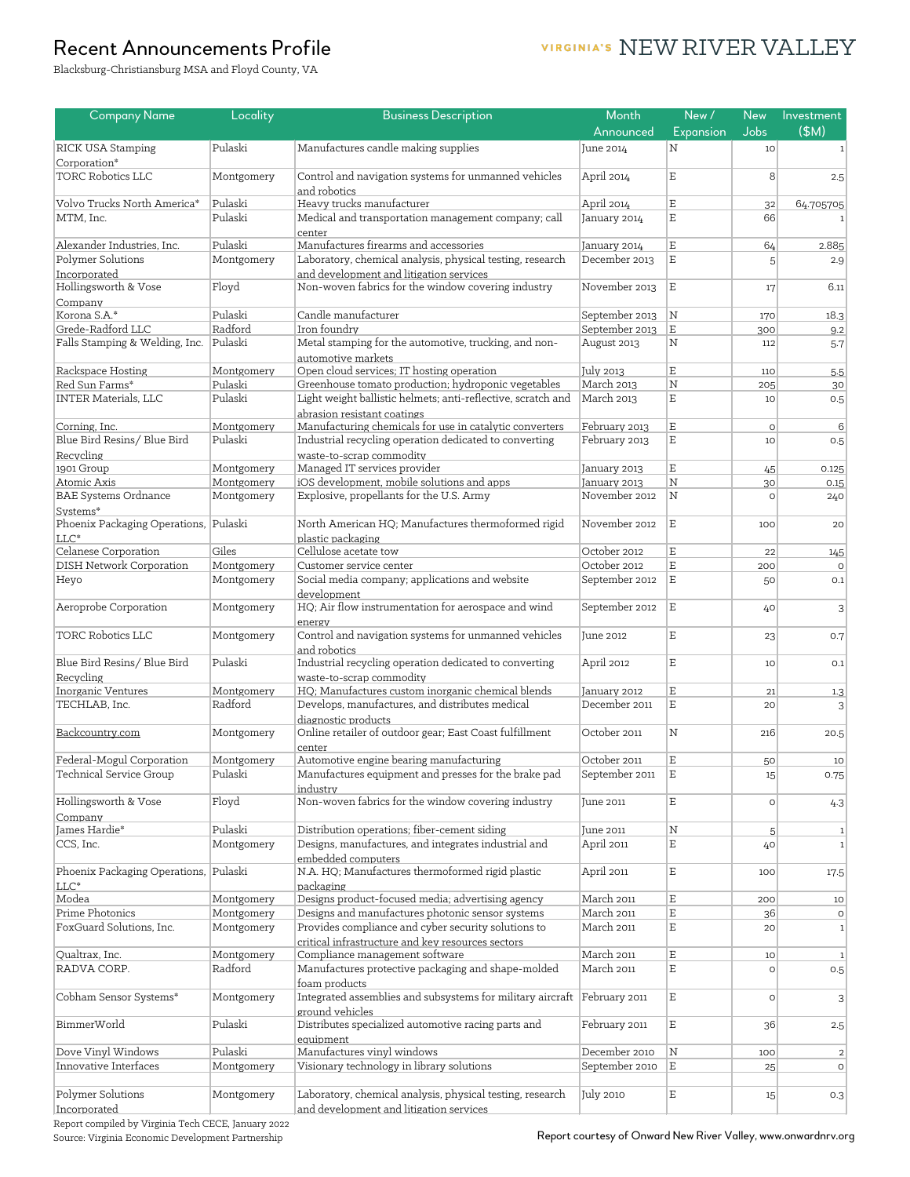# Recent Announcements Profile

Blacksburg-Christiansburg MSA and Floyd County, VA

VIRGINIA'S NEW RIVER VALLEY

| Company Name | Locality | Business Description | Month Announced | New / Expansion | New Jobs | Investment ($M) |
|---|---|---|---|---|---|---|
| RICK USA Stamping Corporation* | Pulaski | Manufactures candle making supplies | June 2014 | N | 10 | 1 |
| TORC Robotics LLC | Montgomery | Control and navigation systems for unmanned vehicles and robotics | April 2014 | E | 8 | 2.5 |
| Volvo Trucks North America* | Pulaski | Heavy trucks manufacturer | April 2014 | E | 32 | 64.705705 |
| MTM, Inc. | Pulaski | Medical and transportation management company; call center | January 2014 | E | 66 | 1 |
| Alexander Industries, Inc. | Pulaski | Manufactures firearms and accessories | January 2014 | E | 64 | 2.885 |
| Polymer Solutions Incorporated | Montgomery | Laboratory, chemical analysis, physical testing, research and development and litigation services | December 2013 | E | 5 | 2.9 |
| Hollingsworth & Vose Company | Floyd | Non-woven fabrics for the window covering industry | November 2013 | E | 17 | 6.11 |
| Korona S.A.* | Pulaski | Candle manufacturer | September 2013 | N | 170 | 18.3 |
| Grede-Radford LLC | Radford | Iron foundry | September 2013 | E | 300 | 9.2 |
| Falls Stamping & Welding, Inc. | Pulaski | Metal stamping for the automotive, trucking, and non-automotive markets | August 2013 | N | 112 | 5.7 |
| Rackspace Hosting | Montgomery | Open cloud services; IT hosting operation | July 2013 | E | 110 | 5.5 |
| Red Sun Farms* | Pulaski | Greenhouse tomato production; hydroponic vegetables | March 2013 | N | 205 | 30 |
| INTER Materials, LLC | Pulaski | Light weight ballistic helmets; anti-reflective, scratch and abrasion resistant coatings | March 2013 | E | 10 | 0.5 |
| Corning, Inc. | Montgomery | Manufacturing chemicals for use in catalytic converters | February 2013 | E | 0 | 6 |
| Blue Bird Resins/ Blue Bird Recycling | Pulaski | Industrial recycling operation dedicated to converting waste-to-scrap commodity | February 2013 | E | 10 | 0.5 |
| 1901 Group | Montgomery | Managed IT services provider | January 2013 | E | 45 | 0.125 |
| Atomic Axis | Montgomery | iOS development, mobile solutions and apps | January 2013 | N | 30 | 0.15 |
| BAE Systems Ordnance Systems* | Montgomery | Explosive, propellants for the U.S. Army | November 2012 | N | 0 | 240 |
| Phoenix Packaging Operations, LLC* | Pulaski | North American HQ; Manufactures thermoformed rigid plastic packaging | November 2012 | E | 100 | 20 |
| Celanese Corporation | Giles | Cellulose acetate tow | October 2012 | E | 22 | 145 |
| DISH Network Corporation | Montgomery | Customer service center | October 2012 | E | 200 | 0 |
| Heyo | Montgomery | Social media company; applications and website development | September 2012 | E | 50 | 0.1 |
| Aeroprobe Corporation | Montgomery | HQ; Air flow instrumentation for aerospace and wind energy | September 2012 | E | 40 | 3 |
| TORC Robotics LLC | Montgomery | Control and navigation systems for unmanned vehicles and robotics | June 2012 | E | 23 | 0.7 |
| Blue Bird Resins/ Blue Bird Recycling | Pulaski | Industrial recycling operation dedicated to converting waste-to-scrap commodity | April 2012 | E | 10 | 0.1 |
| Inorganic Ventures | Montgomery | HQ; Manufactures custom inorganic chemical blends | January 2012 | E | 21 | 1.3 |
| TECHLAB, Inc. | Radford | Develops, manufactures, and distributes medical diagnostic products | December 2011 | E | 20 | 3 |
| Backcountry.com | Montgomery | Online retailer of outdoor gear; East Coast fulfillment center | October 2011 | N | 216 | 20.5 |
| Federal-Mogul Corporation | Montgomery | Automotive engine bearing manufacturing | October 2011 | E | 50 | 10 |
| Technical Service Group | Pulaski | Manufactures equipment and presses for the brake pad industry | September 2011 | E | 15 | 0.75 |
| Hollingsworth & Vose Company | Floyd | Non-woven fabrics for the window covering industry | June 2011 | E | 0 | 4.3 |
| James Hardie* | Pulaski | Distribution operations; fiber-cement siding | June 2011 | N | 5 | 1 |
| CCS, Inc. | Montgomery | Designs, manufactures, and integrates industrial and embedded computers | April 2011 | E | 40 | 1 |
| Phoenix Packaging Operations, LLC* | Pulaski | N.A. HQ; Manufactures thermoformed rigid plastic packaging | April 2011 | E | 100 | 17.5 |
| Modea | Montgomery | Designs product-focused media; advertising agency | March 2011 | E | 200 | 10 |
| Prime Photonics | Montgomery | Designs and manufactures photonic sensor systems | March 2011 | E | 36 | 0 |
| FoxGuard Solutions, Inc. | Montgomery | Provides compliance and cyber security solutions to critical infrastructure and key resources sectors | March 2011 | E | 20 | 1 |
| Qualtrax, Inc. | Montgomery | Compliance management software | March 2011 | E | 10 | 1 |
| RADVA CORP. | Radford | Manufactures protective packaging and shape-molded foam products | March 2011 | E | 0 | 0.5 |
| Cobham Sensor Systems* | Montgomery | Integrated assemblies and subsystems for military aircraft ground vehicles | February 2011 | E | 0 | 3 |
| BimmerWorld | Pulaski | Distributes specialized automotive racing parts and equipment | February 2011 | E | 36 | 2.5 |
| Dove Vinyl Windows | Pulaski | Manufactures vinyl windows | December 2010 | N | 100 | 2 |
| Innovative Interfaces | Montgomery | Visionary technology in library solutions | September 2010 | E | 25 | 0 |
| Polymer Solutions Incorporated | Montgomery | Laboratory, chemical analysis, physical testing, research and development and litigation services | July 2010 | E | 15 | 0.3 |

Report compiled by Virginia Tech CECE, January 2022

Source: Virginia Economic Development Partnership

Report courtesy of Onward New River Valley, www.onwardnrv.org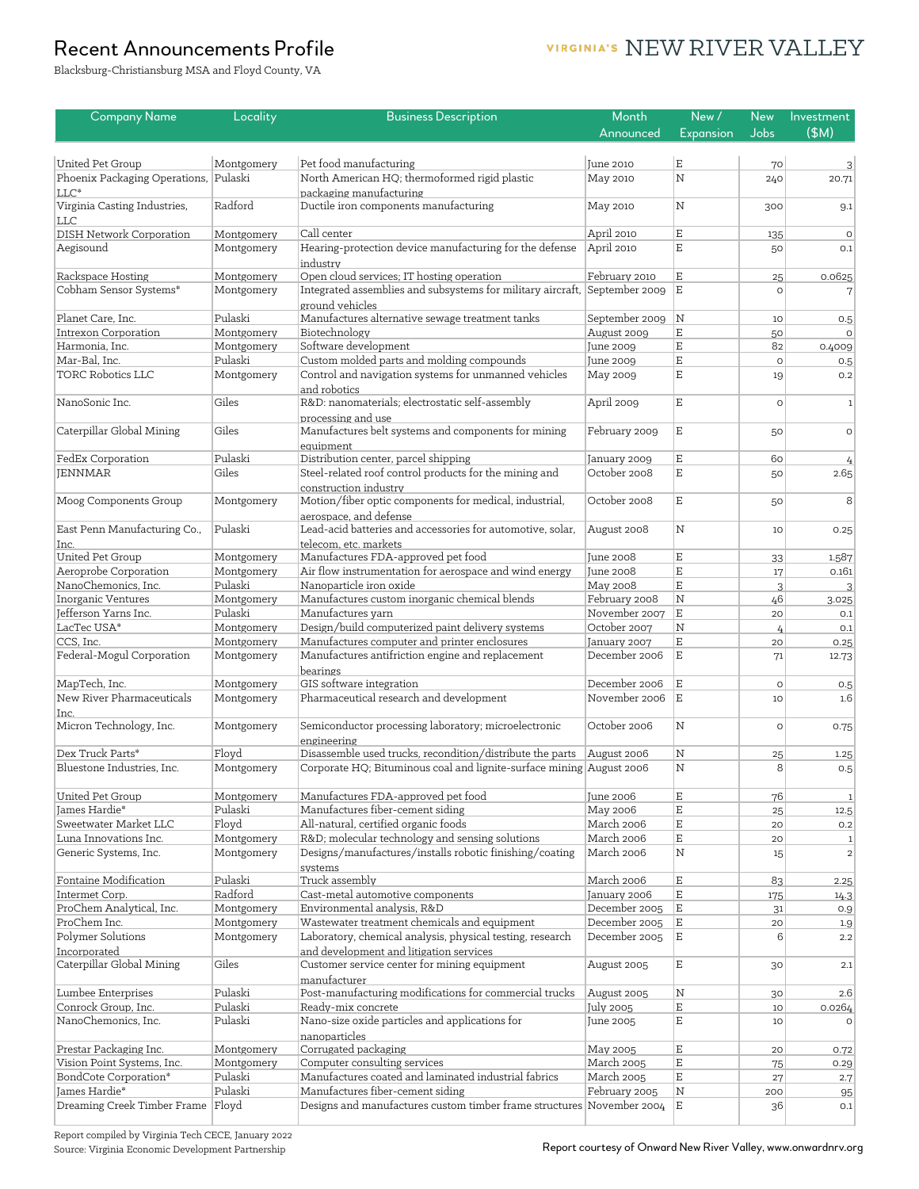# Recent Announcements Profile

Blacksburg-Christiansburg MSA and Floyd County, VA

VIRGINIA'S NEW RIVER VALLEY

| Company Name | Locality | Business Description | Month Announced | New / Expansion | New Jobs | Investment ($M) |
|---|---|---|---|---|---|---|
| United Pet Group | Montgomery | Pet food manufacturing | June 2010 | E | 70 | 3 |
| Phoenix Packaging Operations, LLC* | Pulaski | North American HQ; thermoformed rigid plastic packaging manufacturing | May 2010 | N | 240 | 20.71 |
| Virginia Casting Industries, LLC | Radford | Ductile iron components manufacturing | May 2010 | N | 300 | 9.1 |
| DISH Network Corporation | Montgomery | Call center | April 2010 | E | 135 | 0 |
| Aegisound | Montgomery | Hearing-protection device manufacturing for the defense industry | April 2010 | E | 50 | 0.1 |
| Rackspace Hosting | Montgomery | Open cloud services; IT hosting operation | February 2010 | E | 25 | 0.0625 |
| Cobham Sensor Systems* | Montgomery | Integrated assemblies and subsystems for military aircraft, ground vehicles | September 2009 | E | 0 | 7 |
| Planet Care, Inc. | Pulaski | Manufactures alternative sewage treatment tanks | September 2009 | N | 10 | 0.5 |
| Intrexon Corporation | Montgomery | Biotechnology | August 2009 | E | 50 | 0 |
| Harmonia, Inc. | Montgomery | Software development | June 2009 | E | 82 | 0.4009 |
| Mar-Bal, Inc. | Pulaski | Custom molded parts and molding compounds | June 2009 | E | 0 | 0.5 |
| TORC Robotics LLC | Montgomery | Control and navigation systems for unmanned vehicles and robotics | May 2009 | E | 19 | 0.2 |
| NanoSonic Inc. | Giles | R&D: nanomaterials; electrostatic self-assembly processing and use | April 2009 | E | 0 | 1 |
| Caterpillar Global Mining | Giles | Manufactures belt systems and components for mining equipment | February 2009 | E | 50 | 0 |
| FedEx Corporation | Pulaski | Distribution center, parcel shipping | January 2009 | E | 60 | 4 |
| JENNMAR | Giles | Steel-related roof control products for the mining and construction industry | October 2008 | E | 50 | 2.65 |
| Moog Components Group | Montgomery | Motion/fiber optic components for medical, industrial, aerospace, and defense | October 2008 | E | 50 | 8 |
| East Penn Manufacturing Co., Inc. | Pulaski | Lead-acid batteries and accessories for automotive, solar, telecom, etc. markets | August 2008 | N | 10 | 0.25 |
| United Pet Group | Montgomery | Manufactures FDA-approved pet food | June 2008 | E | 33 | 1.587 |
| Aeroprobe Corporation | Montgomery | Air flow instrumentation for aerospace and wind energy | June 2008 | E | 17 | 0.161 |
| NanoChemonics, Inc. | Pulaski | Nanoparticle iron oxide | May 2008 | E | 3 | 3 |
| Inorganic Ventures | Montgomery | Manufactures custom inorganic chemical blends | February 2008 | N | 46 | 3.025 |
| Jefferson Yarns Inc. | Pulaski | Manufactures yarn | November 2007 | E | 20 | 0.1 |
| LacTec USA* | Montgomery | Design/build computerized paint delivery systems | October 2007 | N | 4 | 0.1 |
| CCS, Inc. | Montgomery | Manufactures computer and printer enclosures | January 2007 | E | 20 | 0.25 |
| Federal-Mogul Corporation | Montgomery | Manufactures antifriction engine and replacement bearings | December 2006 | E | 71 | 12.73 |
| MapTech, Inc. | Montgomery | GIS software integration | December 2006 | E | 0 | 0.5 |
| New River Pharmaceuticals Inc. | Montgomery | Pharmaceutical research and development | November 2006 | E | 10 | 1.6 |
| Micron Technology, Inc. | Montgomery | Semiconductor processing laboratory; microelectronic engineering | October 2006 | N | 0 | 0.75 |
| Dex Truck Parts* | Floyd | Disassemble used trucks, recondition/distribute the parts | August 2006 | N | 25 | 1.25 |
| Bluestone Industries, Inc. | Montgomery | Corporate HQ; Bituminous coal and lignite-surface mining | August 2006 | N | 8 | 0.5 |
| United Pet Group | Montgomery | Manufactures FDA-approved pet food | June 2006 | E | 76 | 1 |
| James Hardie* | Pulaski | Manufactures fiber-cement siding | May 2006 | E | 25 | 12.5 |
| Sweetwater Market LLC | Floyd | All-natural, certified organic foods | March 2006 | E | 20 | 0.2 |
| Luna Innovations Inc. | Montgomery | R&D; molecular technology and sensing solutions | March 2006 | E | 20 | 1 |
| Generic Systems, Inc. | Montgomery | Designs/manufactures/installs robotic finishing/coating systems | March 2006 | N | 15 | 2 |
| Fontaine Modification | Pulaski | Truck assembly | March 2006 | E | 83 | 2.25 |
| Intermet Corp. | Radford | Cast-metal automotive components | January 2006 | E | 175 | 14.3 |
| ProChem Analytical, Inc. | Montgomery | Environmental analysis, R&D | December 2005 | E | 31 | 0.9 |
| ProChem Inc. | Montgomery | Wastewater treatment chemicals and equipment | December 2005 | E | 20 | 1.9 |
| Polymer Solutions Incorporated | Montgomery | Laboratory, chemical analysis, physical testing, research and development and litigation services | December 2005 | E | 6 | 2.2 |
| Caterpillar Global Mining | Giles | Customer service center for mining equipment manufacturer | August 2005 | E | 30 | 2.1 |
| Lumbee Enterprises | Pulaski | Post-manufacturing modifications for commercial trucks | August 2005 | N | 30 | 2.6 |
| Conrock Group, Inc. | Pulaski | Ready-mix concrete | July 2005 | E | 10 | 0.0264 |
| NanoChemonics, Inc. | Pulaski | Nano-size oxide particles and applications for nanoparticles | June 2005 | E | 10 | 0 |
| Prestar Packaging Inc. | Montgomery | Corrugated packaging | May 2005 | E | 20 | 0.72 |
| Vision Point Systems, Inc. | Montgomery | Computer consulting services | March 2005 | E | 75 | 0.29 |
| BondCote Corporation* | Pulaski | Manufactures coated and laminated industrial fabrics | March 2005 | E | 27 | 2.7 |
| James Hardie* | Pulaski | Manufactures fiber-cement siding | February 2005 | N | 200 | 95 |
| Dreaming Creek Timber Frame | Floyd | Designs and manufactures custom timber frame structures | November 2004 | E | 36 | 0.1 |

Report compiled by Virginia Tech CECE, January 2022

Source: Virginia Economic Development Partnership

Report courtesy of Onward New River Valley, www.onwardnrv.org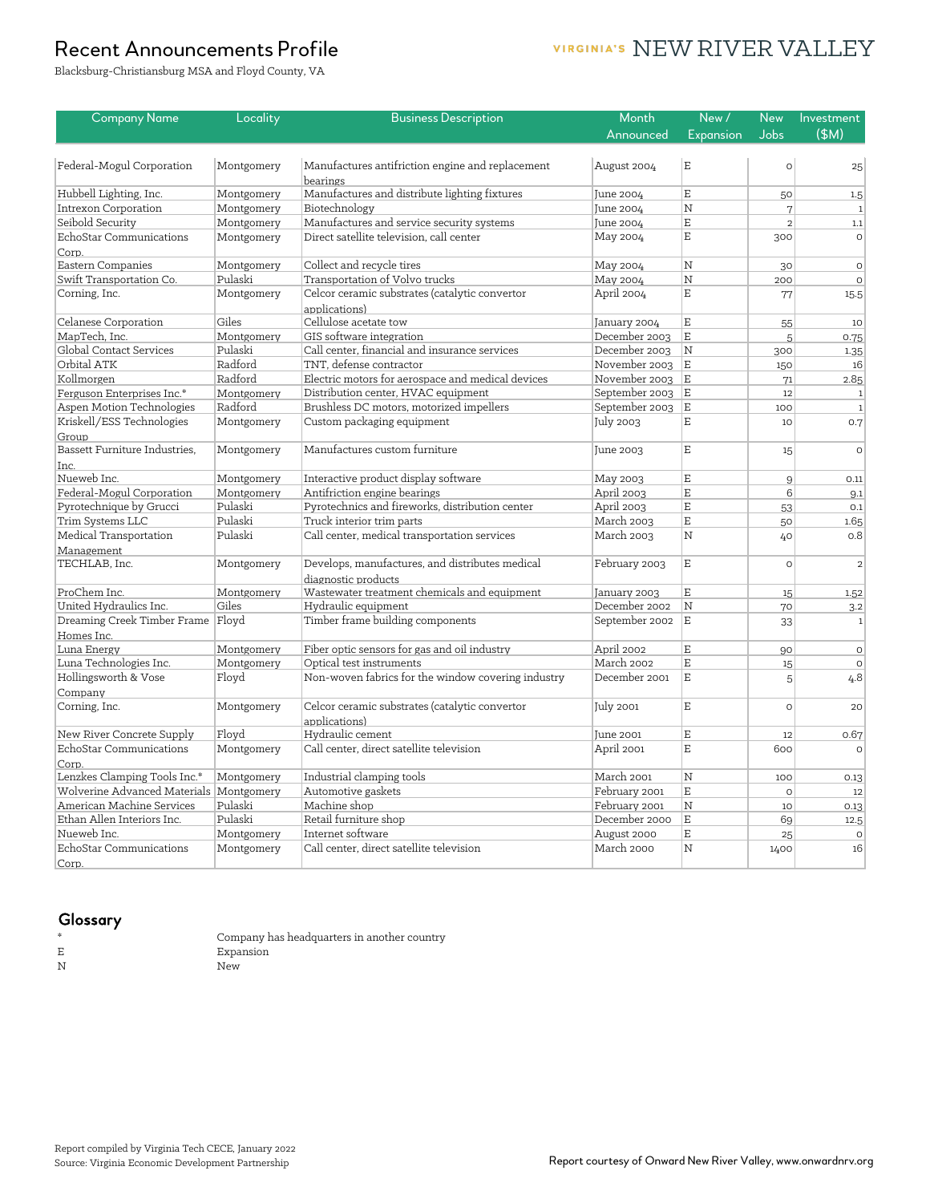# Recent Announcements Profile

Blacksburg-Christiansburg MSA and Floyd County, VA

VIRGINIA'S NEW RIVER VALLEY

| Company Name | Locality | Business Description | Month Announced | New / Expansion | New Jobs | Investment ($M) |
|---|---|---|---|---|---|---|
| Federal-Mogul Corporation | Montgomery | Manufactures antifriction engine and replacement bearings | August 2004 | E | 0 | 25 |
| Hubbell Lighting, Inc. | Montgomery | Manufactures and distribute lighting fixtures | June 2004 | E | 50 | 1.5 |
| Intrexon Corporation | Montgomery | Biotechnology | June 2004 | N | 7 | 1 |
| Seibold Security | Montgomery | Manufactures and service security systems | June 2004 | E | 2 | 1.1 |
| EchoStar Communications Corp. | Montgomery | Direct satellite television, call center | May 2004 | E | 300 | 0 |
| Eastern Companies | Montgomery | Collect and recycle tires | May 2004 | N | 30 | 0 |
| Swift Transportation Co. | Pulaski | Transportation of Volvo trucks | May 2004 | N | 200 | 0 |
| Corning, Inc. | Montgomery | Celcor ceramic substrates (catalytic convertor applications) | April 2004 | E | 77 | 15.5 |
| Celanese Corporation | Giles | Cellulose acetate tow | January 2004 | E | 55 | 10 |
| MapTech, Inc. | Montgomery | GIS software integration | December 2003 | E | 5 | 0.75 |
| Global Contact Services | Pulaski | Call center, financial and insurance services | December 2003 | N | 300 | 1.35 |
| Orbital ATK | Radford | TNT, defense contractor | November 2003 | E | 150 | 16 |
| Kollmorgen | Radford | Electric motors for aerospace and medical devices | November 2003 | E | 71 | 2.85 |
| Ferguson Enterprises Inc.* | Montgomery | Distribution center, HVAC equipment | September 2003 | E | 12 | 1 |
| Aspen Motion Technologies | Radford | Brushless DC motors, motorized impellers | September 2003 | E | 100 | 1 |
| Kriskell/ESS Technologies Group | Montgomery | Custom packaging equipment | July 2003 | E | 10 | 0.7 |
| Bassett Furniture Industries, Inc. | Montgomery | Manufactures custom furniture | June 2003 | E | 15 | 0 |
| Nueweb Inc. | Montgomery | Interactive product display software | May 2003 | E | 9 | 0.11 |
| Federal-Mogul Corporation | Montgomery | Antifriction engine bearings | April 2003 | E | 6 | 9.1 |
| Pyrotechnique by Grucci | Pulaski | Pyrotechnics and fireworks, distribution center | April 2003 | E | 53 | 0.1 |
| Trim Systems LLC | Pulaski | Truck interior trim parts | March 2003 | E | 50 | 1.65 |
| Medical Transportation Management | Pulaski | Call center, medical transportation services | March 2003 | N | 40 | 0.8 |
| TECHLAB, Inc. | Montgomery | Develops, manufactures, and distributes medical diagnostic products | February 2003 | E | 0 | 2 |
| ProChem Inc. | Montgomery | Wastewater treatment chemicals and equipment | January 2003 | E | 15 | 1.52 |
| United Hydraulics Inc. | Giles | Hydraulic equipment | December 2002 | N | 70 | 3.2 |
| Dreaming Creek Timber Frame Homes Inc. | Floyd | Timber frame building components | September 2002 | E | 33 | 1 |
| Luna Energy | Montgomery | Fiber optic sensors for gas and oil industry | April 2002 | E | 90 | 0 |
| Luna Technologies Inc. | Montgomery | Optical test instruments | March 2002 | E | 15 | 0 |
| Hollingsworth & Vose Company | Floyd | Non-woven fabrics for the window covering industry | December 2001 | E | 5 | 4.8 |
| Corning, Inc. | Montgomery | Celcor ceramic substrates (catalytic convertor applications) | July 2001 | E | 0 | 20 |
| New River Concrete Supply | Floyd | Hydraulic cement | June 2001 | E | 12 | 0.67 |
| EchoStar Communications Corp. | Montgomery | Call center, direct satellite television | April 2001 | E | 600 | 0 |
| Lenzkes Clamping Tools Inc.* | Montgomery | Industrial clamping tools | March 2001 | N | 100 | 0.13 |
| Wolverine Advanced Materials | Montgomery | Automotive gaskets | February 2001 | E | 0 | 12 |
| American Machine Services | Pulaski | Machine shop | February 2001 | N | 10 | 0.13 |
| Ethan Allen Interiors Inc. | Pulaski | Retail furniture shop | December 2000 | E | 69 | 12.5 |
| Nueweb Inc. | Montgomery | Internet software | August 2000 | E | 25 | 0 |
| EchoStar Communications Corp. | Montgomery | Call center, direct satellite television | March 2000 | N | 1400 | 16 |

## Glossary

| | |
|---|---|
| * | Company has headquarters in another country |
| E | Expansion |
| N | New |

Report compiled by Virginia Tech CECE, January 2022
Source: Virginia Economic Development Partnership

Report courtesy of Onward New River Valley, www.onwardnrv.org